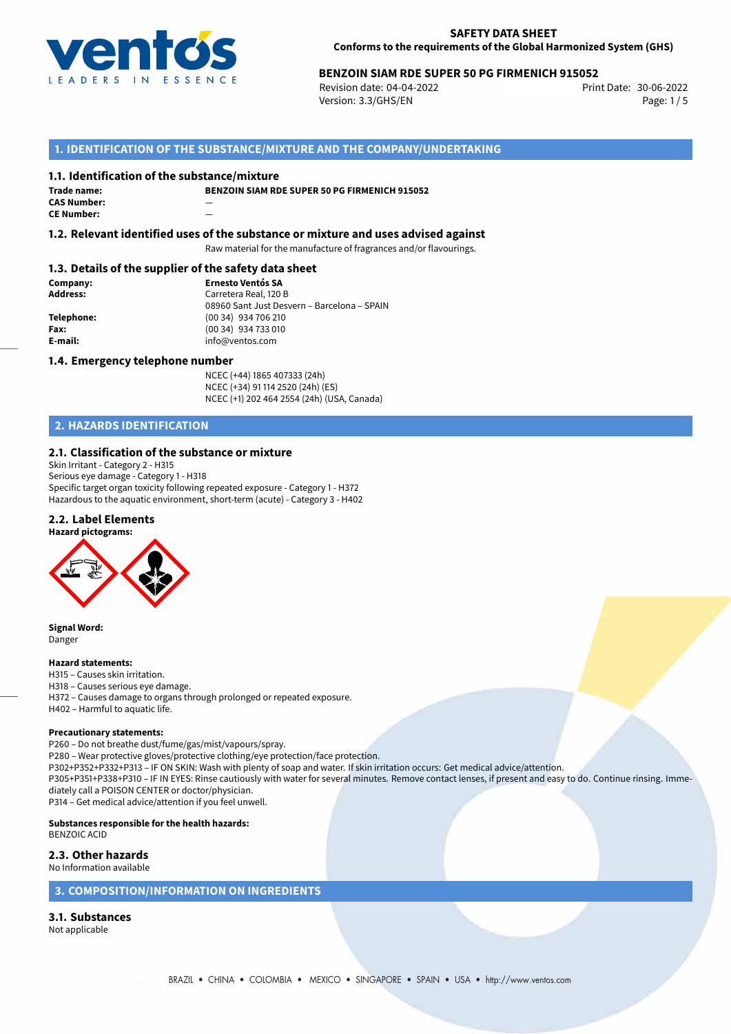**SAFETY DATA SHEET**
**Conforms to the requirements of the Global Harmonized System (GHS)**

**BENZOIN SIAM RDE SUPER 50 PG FIRMENICH 915052**
Revision date: 04-04-2022
Version: 3.3/GHS/EN
Print Date: 30-06-2022

## 1. IDENTIFICATION OF THE SUBSTANCE/MIXTURE AND THE COMPANY/UNDERTAKING

### 1.1. Identification of the substance/mixture

**Trade name:** BENZOIN SIAM RDE SUPER 50 PG FIRMENICH 915052
**CAS Number:** —
**CE Number:** —

### 1.2. Relevant identified uses of the substance or mixture and uses advised against

Raw material for the manufacture of fragrances and/or flavourings.

### 1.3. Details of the supplier of the safety data sheet

**Company:** Ernesto Ventós SA
**Address:** Carretera Real, 120 B
08960 Sant Just Desvern – Barcelona – SPAIN
**Telephone:** (00 34) 934 706 210
**Fax:** (00 34) 934 733 010
**E-mail:** info@ventos.com

### 1.4. Emergency telephone number

NCEC (+44) 1865 407333 (24h)
NCEC (+34) 91 114 2520 (24h) (ES)
NCEC (+1) 202 464 2554 (24h) (USA, Canada)

## 2. HAZARDS IDENTIFICATION

### 2.1. Classification of the substance or mixture

Skin Irritant - Category 2 - H315
Serious eye damage - Category 1 - H318
Specific target organ toxicity following repeated exposure - Category 1 - H372
Hazardous to the aquatic environment, short-term (acute) - Category 3 - H402

### 2.2. Label Elements

**Hazard pictograms:**

**Signal Word:**
Danger

**Hazard statements:**
H315 – Causes skin irritation.
H318 – Causes serious eye damage.
H372 – Causes damage to organs through prolonged or repeated exposure.
H402 – Harmful to aquatic life.

**Precautionary statements:**
P260 – Do not breathe dust/fume/gas/mist/vapours/spray.
P280 – Wear protective gloves/protective clothing/eye protection/face protection.
P302+P352+P332+P313 – IF ON SKIN: Wash with plenty of soap and water. If skin irritation occurs: Get medical advice/attention.
P305+P351+P338+P310 – IF IN EYES: Rinse cautiously with water for several minutes. Remove contact lenses, if present and easy to do. Continue rinsing. Immediately call a POISON CENTER or doctor/physician.
P314 – Get medical advice/attention if you feel unwell.

**Substances responsible for the health hazards:**
BENZOIC ACID

### 2.3. Other hazards

No Information available

## 3. COMPOSITION/INFORMATION ON INGREDIENTS

### 3.1. Substances

Not applicable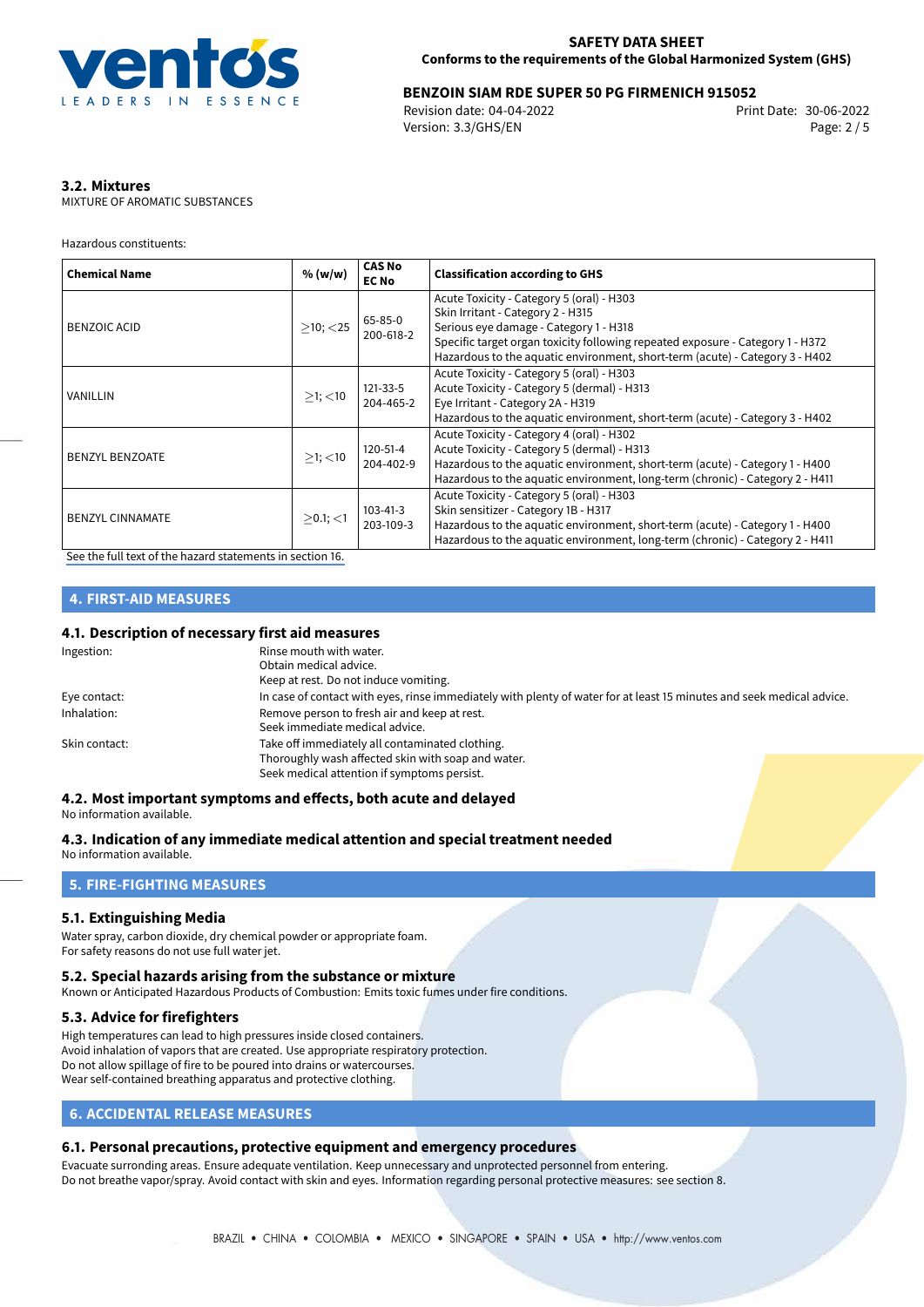### 3.2. Mixtures

MIXTURE OF AROMATIC SUBSTANCES

Hazardous constituents:

| Chemical Name | % (w/w) | CAS No<br>EC No | Classification according to GHS |
|---|---|---|---|
| BENZOIC ACID | $\geq$10; $<$25 | 65-85-0<br>200-618-2 | Acute Toxicity - Category 5 (oral) - H303<br>Skin Irritant - Category 2 - H315<br>Serious eye damage - Category 1 - H318<br>Specific target organ toxicity following repeated exposure - Category 1 - H372<br>Hazardous to the aquatic environment, short-term (acute) - Category 3 - H402 |
| VANILLIN | $\geq$1; $<$10 | 121-33-5<br>204-465-2 | Acute Toxicity - Category 5 (oral) - H303<br>Acute Toxicity - Category 5 (dermal) - H313<br>Eye Irritant - Category 2A - H319<br>Hazardous to the aquatic environment, short-term (acute) - Category 3 - H402 |
| BENZYL BENZOATE | $\geq$1; $<$10 | 120-51-4<br>204-402-9 | Acute Toxicity - Category 4 (oral) - H302<br>Acute Toxicity - Category 5 (dermal) - H313<br>Hazardous to the aquatic environment, short-term (acute) - Category 1 - H400<br>Hazardous to the aquatic environment, long-term (chronic) - Category 2 - H411 |
| BENZYL CINNAMATE | $\geq$0.1; $<$1 | 103-41-3<br>203-109-3 | Acute Toxicity - Category 5 (oral) - H303<br>Skin sensitizer - Category 1B - H317<br>Hazardous to the aquatic environment, short-term (acute) - Category 1 - H400<br>Hazardous to the aquatic environment, long-term (chronic) - Category 2 - H411 |

See the full text of the hazard statements in section 16.

## 4. FIRST-AID MEASURES

### 4.1. Description of necessary first aid measures

Ingestion: Rinse mouth with water.
Obtain medical advice.
Keep at rest. Do not induce vomiting.

Eye contact: In case of contact with eyes, rinse immediately with plenty of water for at least 15 minutes and seek medical advice.

Inhalation: Remove person to fresh air and keep at rest.
Seek immediate medical advice.

Skin contact: Take off immediately all contaminated clothing.
Thoroughly wash affected skin with soap and water.
Seek medical attention if symptoms persist.

### 4.2. Most important symptoms and effects, both acute and delayed

No information available.

### 4.3. Indication of any immediate medical attention and special treatment needed

No information available.

## 5. FIRE-FIGHTING MEASURES

### 5.1. Extinguishing Media

Water spray, carbon dioxide, dry chemical powder or appropriate foam.
For safety reasons do not use full water jet.

### 5.2. Special hazards arising from the substance or mixture

Known or Anticipated Hazardous Products of Combustion: Emits toxic fumes under fire conditions.

### 5.3. Advice for firefighters

High temperatures can lead to high pressures inside closed containers.
Avoid inhalation of vapors that are created. Use appropriate respiratory protection.
Do not allow spillage of fire to be poured into drains or watercourses.
Wear self-contained breathing apparatus and protective clothing.

## 6. ACCIDENTAL RELEASE MEASURES

### 6.1. Personal precautions, protective equipment and emergency procedures

Evacuate surronding areas. Ensure adequate ventilation. Keep unnecessary and unprotected personnel from entering.
Do not breathe vapor/spray. Avoid contact with skin and eyes. Information regarding personal protective measures: see section 8.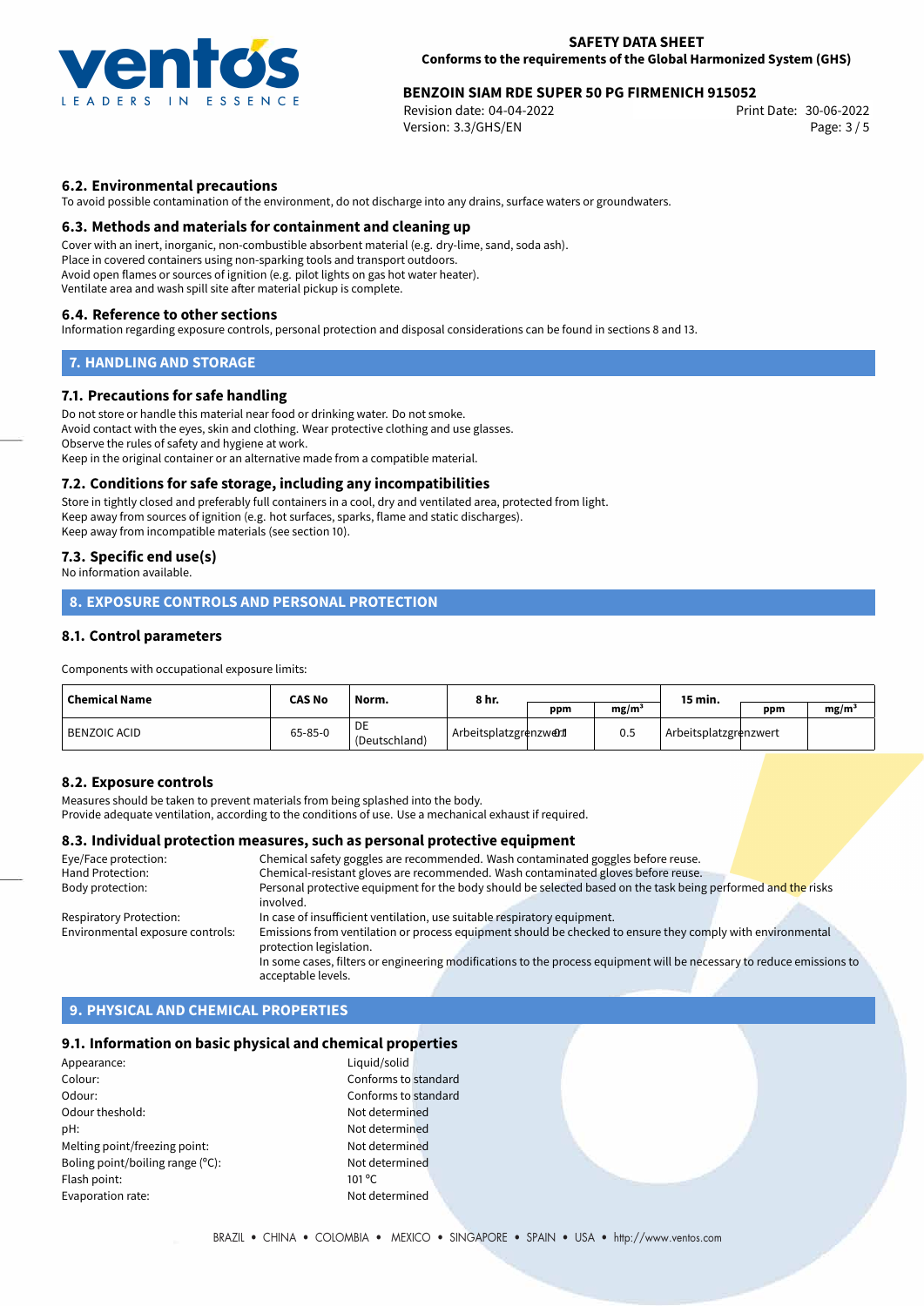## 6.2. Environmental precautions

To avoid possible contamination of the environment, do not discharge into any drains, surface waters or groundwaters.

## 6.3. Methods and materials for containment and cleaning up

Cover with an inert, inorganic, non-combustible absorbent material (e.g. dry-lime, sand, soda ash).
Place in covered containers using non-sparking tools and transport outdoors.
Avoid open flames or sources of ignition (e.g. pilot lights on gas hot water heater).
Ventilate area and wash spill site after material pickup is complete.

## 6.4. Reference to other sections

Information regarding exposure controls, personal protection and disposal considerations can be found in sections 8 and 13.

# 7. HANDLING AND STORAGE

## 7.1. Precautions for safe handling

Do not store or handle this material near food or drinking water. Do not smoke.
Avoid contact with the eyes, skin and clothing. Wear protective clothing and use glasses.
Observe the rules of safety and hygiene at work.
Keep in the original container or an alternative made from a compatible material.

## 7.2. Conditions for safe storage, including any incompatibilities

Store in tightly closed and preferably full containers in a cool, dry and ventilated area, protected from light.
Keep away from sources of ignition (e.g. hot surfaces, sparks, flame and static discharges).
Keep away from incompatible materials (see section 10).

## 7.3. Specific end use(s)

No information available.

# 8. EXPOSURE CONTROLS AND PERSONAL PROTECTION

## 8.1. Control parameters

Components with occupational exposure limits:

| Chemical Name | CAS No | Norm. | 8 hr. | | | 15 min. | | |
|---|---|---|---|---|---|---|---|---|
| | | | | ppm | mg/m³ | | ppm | mg/m³ |
| BENZOIC ACID | 65-85-0 | DE (Deutschland) | Arbeitsplatzgrenzwert | 0.1 | 0.5 | Arbeitsplatzgrenzwert | | |

## 8.2. Exposure controls

Measures should be taken to prevent materials from being splashed into the body.
Provide adequate ventilation, according to the conditions of use. Use a mechanical exhaust if required.

## 8.3. Individual protection measures, such as personal protective equipment

| | |
|---|---|
| Eye/Face protection: | Chemical safety goggles are recommended. Wash contaminated goggles before reuse. |
| Hand Protection: | Chemical-resistant gloves are recommended. Wash contaminated gloves before reuse. |
| Body protection: | Personal protective equipment for the body should be selected based on the task being performed and the risks involved. |
| Respiratory Protection: | In case of insufficient ventilation, use suitable respiratory equipment. |
| Environmental exposure controls: | Emissions from ventilation or process equipment should be checked to ensure they comply with environmental protection legislation. In some cases, filters or engineering modifications to the process equipment will be necessary to reduce emissions to acceptable levels. |

# 9. PHYSICAL AND CHEMICAL PROPERTIES

## 9.1. Information on basic physical and chemical properties

| | |
|---|---|
| Appearance: | Liquid/solid |
| Colour: | Conforms to standard |
| Odour: | Conforms to standard |
| Odour theshold: | Not determined |
| pH: | Not determined |
| Melting point/freezing point: | Not determined |
| Boling point/boiling range (°C): | Not determined |
| Flash point: | 101 °C |
| Evaporation rate: | Not determined |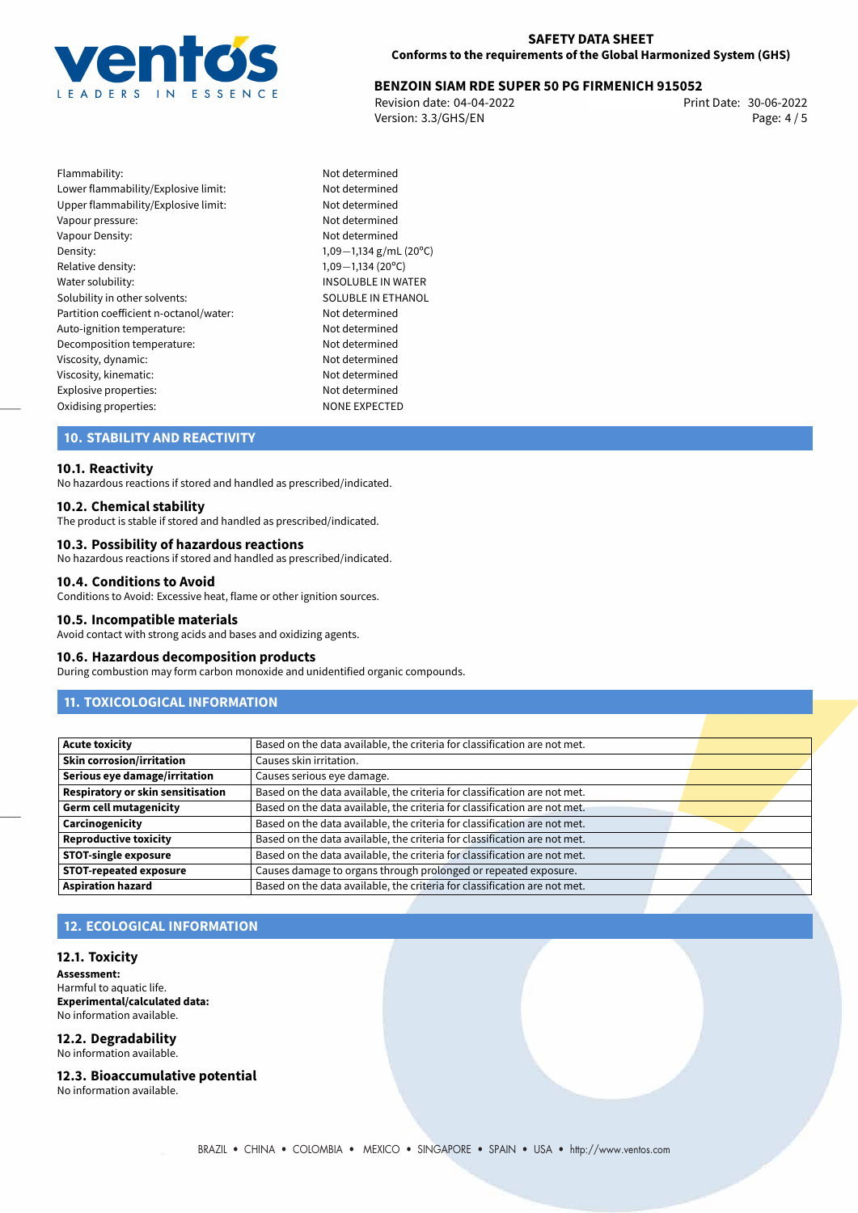| | |
|---|---|
| Flammability: | Not determined |
| Lower flammability/Explosive limit: | Not determined |
| Upper flammability/Explosive limit: | Not determined |
| Vapour pressure: | Not determined |
| Vapour Density: | Not determined |
| Density: | 1,09—1,134 g/mL (20°C) |
| Relative density: | 1,09—1,134 (20°C) |
| Water solubility: | INSOLUBLE IN WATER |
| Solubility in other solvents: | SOLUBLE IN ETHANOL |
| Partition coefficient n-octanol/water: | Not determined |
| Auto-ignition temperature: | Not determined |
| Decomposition temperature: | Not determined |
| Viscosity, dynamic: | Not determined |
| Viscosity, kinematic: | Not determined |
| Explosive properties: | Not determined |
| Oxidising properties: | NONE EXPECTED |

## 10. STABILITY AND REACTIVITY

### 10.1. Reactivity

No hazardous reactions if stored and handled as prescribed/indicated.

### 10.2. Chemical stability

The product is stable if stored and handled as prescribed/indicated.

### 10.3. Possibility of hazardous reactions

No hazardous reactions if stored and handled as prescribed/indicated.

### 10.4. Conditions to Avoid

Conditions to Avoid: Excessive heat, flame or other ignition sources.

### 10.5. Incompatible materials

Avoid contact with strong acids and bases and oxidizing agents.

### 10.6. Hazardous decomposition products

During combustion may form carbon monoxide and unidentified organic compounds.

## 11. TOXICOLOGICAL INFORMATION

| | |
|---|---|
| **Acute toxicity** | Based on the data available, the criteria for classification are not met. |
| **Skin corrosion/irritation** | Causes skin irritation. |
| **Serious eye damage/irritation** | Causes serious eye damage. |
| **Respiratory or skin sensitisation** | Based on the data available, the criteria for classification are not met. |
| **Germ cell mutagenicity** | Based on the data available, the criteria for classification are not met. |
| **Carcinogenicity** | Based on the data available, the criteria for classification are not met. |
| **Reproductive toxicity** | Based on the data available, the criteria for classification are not met. |
| **STOT-single exposure** | Based on the data available, the criteria for classification are not met. |
| **STOT-repeated exposure** | Causes damage to organs through prolonged or repeated exposure. |
| **Aspiration hazard** | Based on the data available, the criteria for classification are not met. |

## 12. ECOLOGICAL INFORMATION

### 12.1. Toxicity

**Assessment:**
Harmful to aquatic life.
**Experimental/calculated data:**
No information available.

### 12.2. Degradability

No information available.

### 12.3. Bioaccumulative potential

No information available.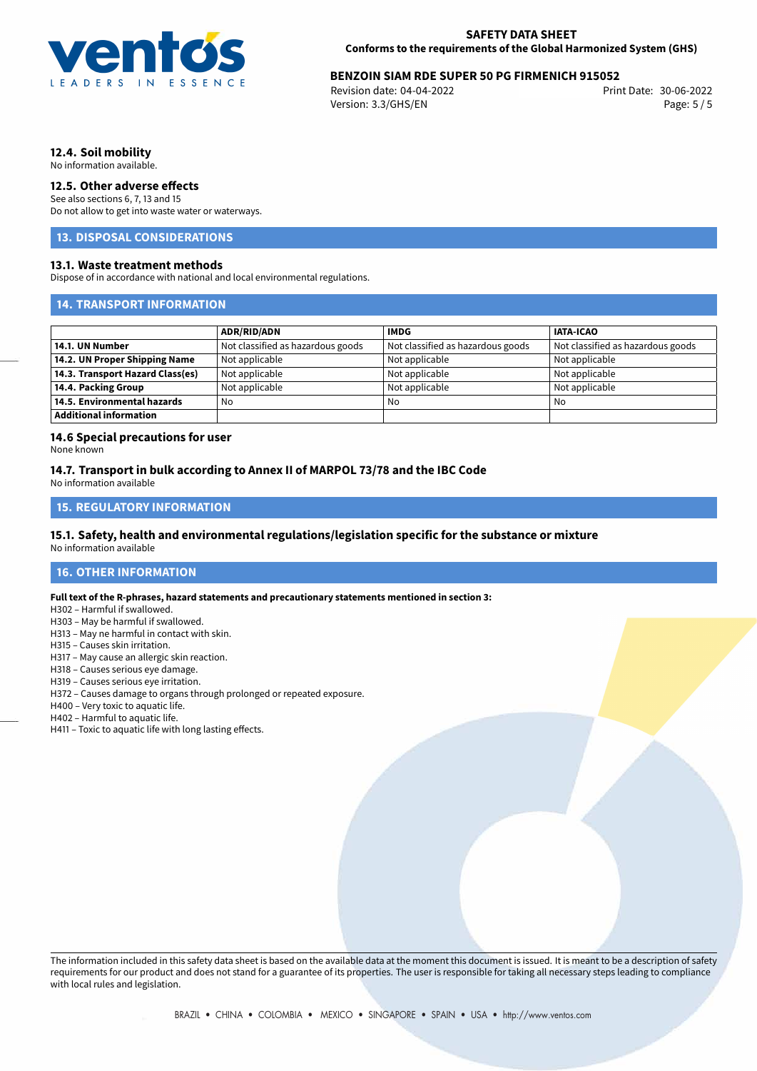### 12.4. Soil mobility

No information available.

### 12.5. Other adverse effects

See also sections 6, 7, 13 and 15

Do not allow to get into waste water or waterways.

## 13. DISPOSAL CONSIDERATIONS

### 13.1. Waste treatment methods

Dispose of in accordance with national and local environmental regulations.

## 14. TRANSPORT INFORMATION

| | ADR/RID/ADN | IMDG | IATA-ICAO |
|---|---|---|---|
| **14.1. UN Number** | Not classified as hazardous goods | Not classified as hazardous goods | Not classified as hazardous goods |
| **14.2. UN Proper Shipping Name** | Not applicable | Not applicable | Not applicable |
| **14.3. Transport Hazard Class(es)** | Not applicable | Not applicable | Not applicable |
| **14.4. Packing Group** | Not applicable | Not applicable | Not applicable |
| **14.5. Environmental hazards** | No | No | No |
| **Additional information** | | | |

### 14.6 Special precautions for user

None known

### 14.7. Transport in bulk according to Annex II of MARPOL 73/78 and the IBC Code

No information available

## 15. REGULATORY INFORMATION

### 15.1. Safety, health and environmental regulations/legislation specific for the substance or mixture

No information available

## 16. OTHER INFORMATION

**Full text of the R-phrases, hazard statements and precautionary statements mentioned in section 3:**

H302 – Harmful if swallowed.
H303 – May be harmful if swallowed.
H313 – May ne harmful in contact with skin.
H315 – Causes skin irritation.
H317 – May cause an allergic skin reaction.
H318 – Causes serious eye damage.
H319 – Causes serious eye irritation.
H372 – Causes damage to organs through prolonged or repeated exposure.
H400 – Very toxic to aquatic life.
H402 – Harmful to aquatic life.
H411 – Toxic to aquatic life with long lasting effects.

The information included in this safety data sheet is based on the available data at the moment this document is issued. It is meant to be a description of safety requirements for our product and does not stand for a guarantee of its properties. The user is responsible for taking all necessary steps leading to compliance with local rules and legislation.